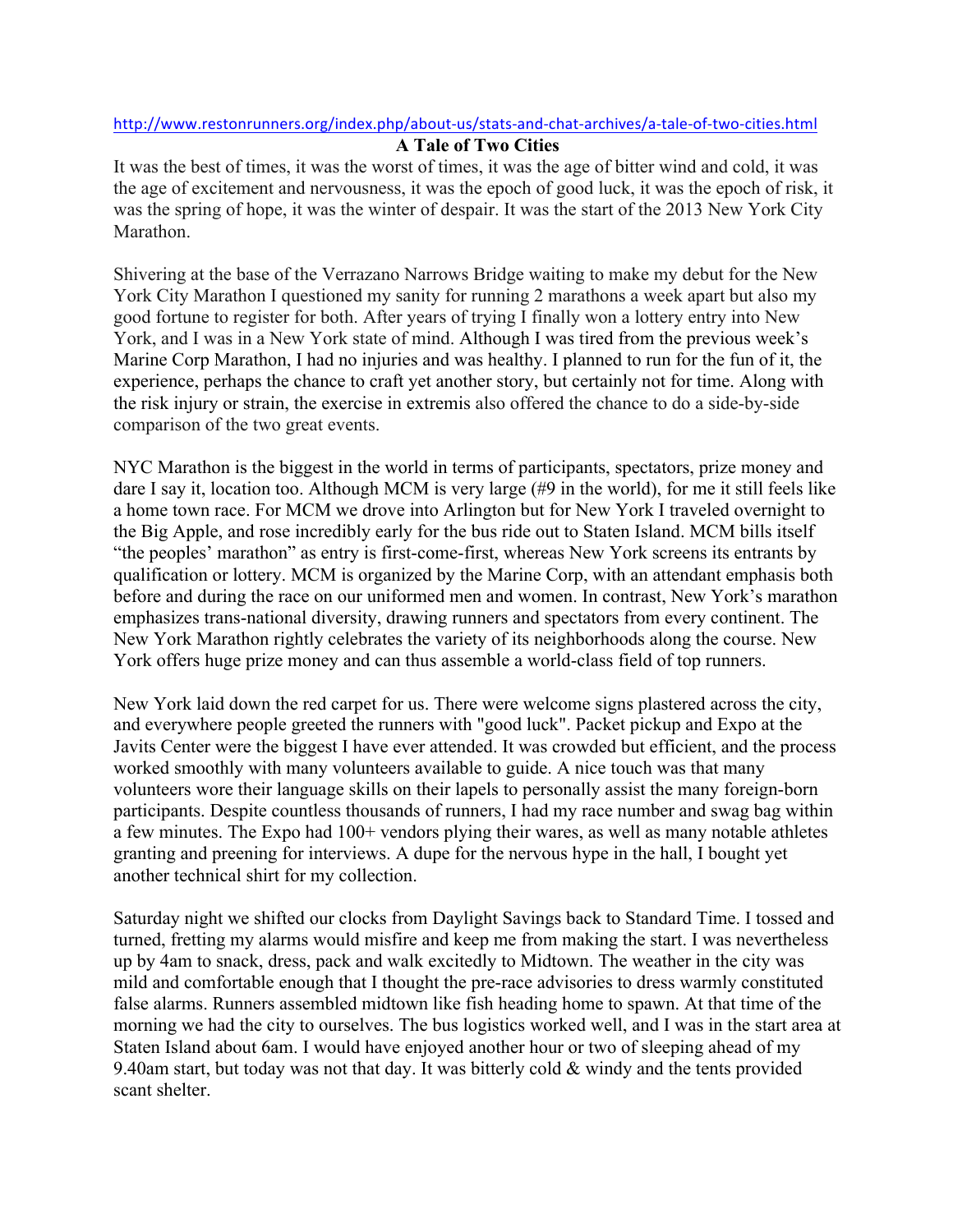http://www.restonrunners.org/index.php/about-us/stats-and-chat-archives/a-tale-of-two-cities.html

# A Tale of Two Cities

It was the best of times, it was the worst of times, it was the age of bitter wind and cold, it was the age of excitement and nervousness, it was the epoch of good luck, it was the epoch of risk, it was the spring of hope, it was the winter of despair. It was the start of the 2013 New York City Marathon.

Shivering at the base of the Verrazano Narrows Bridge waiting to make my debut for the New York City Marathon I questioned my sanity for running 2 marathons a week apart but also my good fortune to register for both. After years of trying I finally won a lottery entry into New York, and I was in a New York state of mind. Although I was tired from the previous week's Marine Corp Marathon, I had no injuries and was healthy. I planned to run for the fun of it, the experience, perhaps the chance to craft yet another story, but certainly not for time. Along with the risk injury or strain, the exercise in extremis also offered the chance to do a side-by-side comparison of the two great events.

NYC Marathon is the biggest in the world in terms of participants, spectators, prize money and dare I say it, location too. Although MCM is very large (#9 in the world), for me it still feels like a home town race. For MCM we drove into Arlington but for New York I traveled overnight to the Big Apple, and rose incredibly early for the bus ride out to Staten Island. MCM bills itself "the peoples' marathon" as entry is first-come-first, whereas New York screens its entrants by qualification or lottery. MCM is organized by the Marine Corp, with an attendant emphasis both before and during the race on our uniformed men and women. In contrast, New York's marathon emphasizes trans-national diversity, drawing runners and spectators from every continent. The New York Marathon rightly celebrates the variety of its neighborhoods along the course. New York offers huge prize money and can thus assemble a world-class field of top runners.

New York laid down the red carpet for us. There were welcome signs plastered across the city, and everywhere people greeted the runners with "good luck". Packet pickup and Expo at the Javits Center were the biggest I have ever attended. It was crowded but efficient, and the process worked smoothly with many volunteers available to guide. A nice touch was that many volunteers wore their language skills on their lapels to personally assist the many foreign-born participants. Despite countless thousands of runners, I had my race number and swag bag within a few minutes. The Expo had 100+ vendors plying their wares, as well as many notable athletes granting and preening for interviews. A dupe for the nervous hype in the hall, I bought yet another technical shirt for my collection.

Saturday night we shifted our clocks from Daylight Savings back to Standard Time. I tossed and turned, fretting my alarms would misfire and keep me from making the start. I was nevertheless up by 4am to snack, dress, pack and walk excitedly to Midtown. The weather in the city was mild and comfortable enough that I thought the pre-race advisories to dress warmly constituted false alarms. Runners assembled midtown like fish heading home to spawn. At that time of the morning we had the city to ourselves. The bus logistics worked well, and I was in the start area at Staten Island about 6am. I would have enjoyed another hour or two of sleeping ahead of my 9.40am start, but today was not that day. It was bitterly cold & windy and the tents provided scant shelter.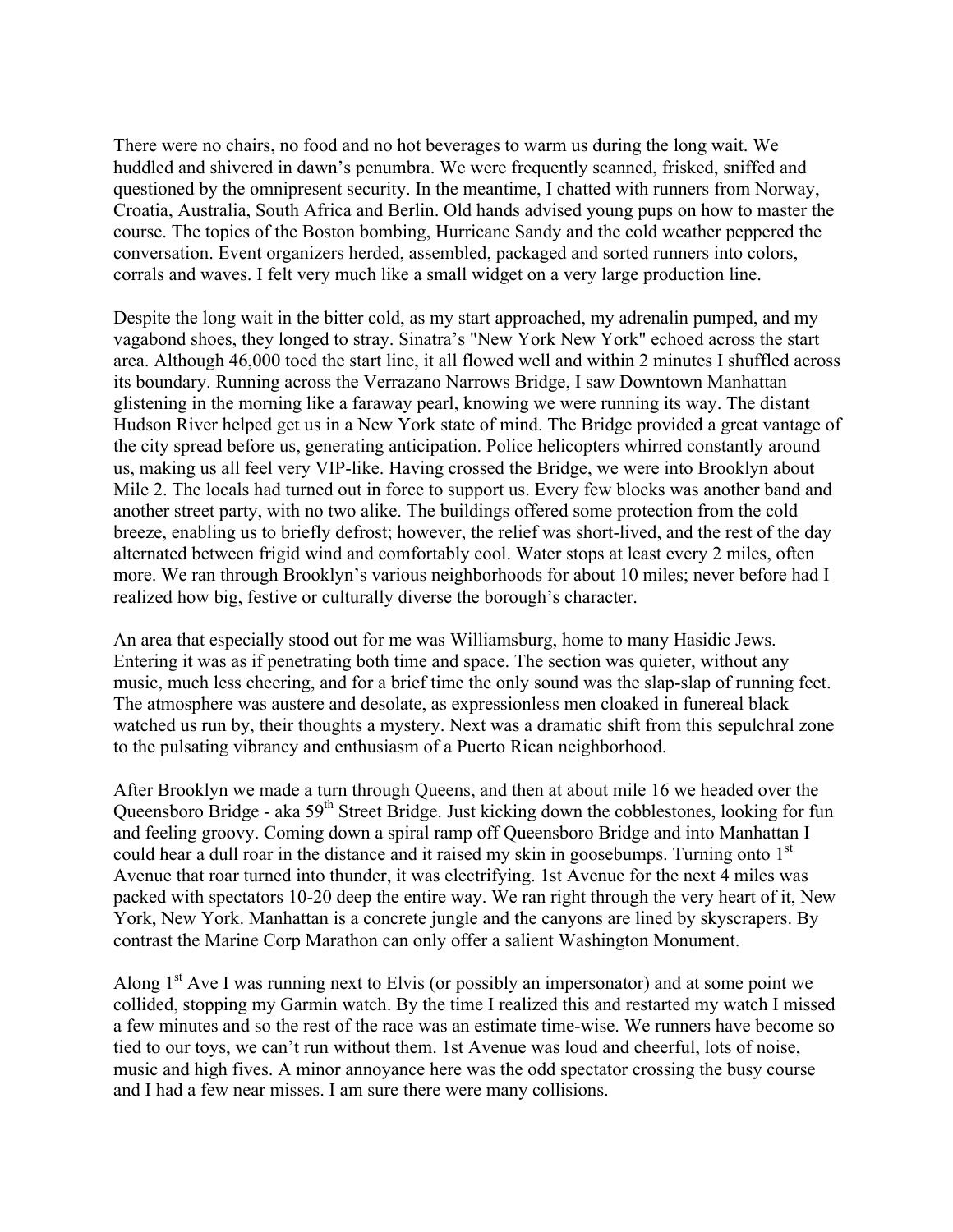There were no chairs, no food and no hot beverages to warm us during the long wait. We huddled and shivered in dawn's penumbra. We were frequently scanned, frisked, sniffed and questioned by the omnipresent security. In the meantime, I chatted with runners from Norway, Croatia, Australia, South Africa and Berlin. Old hands advised young pups on how to master the course. The topics of the Boston bombing, Hurricane Sandy and the cold weather peppered the conversation. Event organizers herded, assembled, packaged and sorted runners into colors, corrals and waves. I felt very much like a small widget on a very large production line.

Despite the long wait in the bitter cold, as my start approached, my adrenalin pumped, and my vagabond shoes, they longed to stray. Sinatra's "New York New York" echoed across the start area. Although 46,000 toed the start line, it all flowed well and within 2 minutes I shuffled across its boundary. Running across the Verrazano Narrows Bridge, I saw Downtown Manhattan glistening in the morning like a faraway pearl, knowing we were running its way. The distant Hudson River helped get us in a New York state of mind. The Bridge provided a great vantage of the city spread before us, generating anticipation. Police helicopters whirred constantly around us, making us all feel very VIP-like. Having crossed the Bridge, we were into Brooklyn about Mile 2. The locals had turned out in force to support us. Every few blocks was another band and another street party, with no two alike. The buildings offered some protection from the cold breeze, enabling us to briefly defrost; however, the relief was short-lived, and the rest of the day alternated between frigid wind and comfortably cool. Water stops at least every 2 miles, often more. We ran through Brooklyn's various neighborhoods for about 10 miles; never before had I realized how big, festive or culturally diverse the borough's character.

An area that especially stood out for me was Williamsburg, home to many Hasidic Jews. Entering it was as if penetrating both time and space. The section was quieter, without any music, much less cheering, and for a brief time the only sound was the slap-slap of running feet. The atmosphere was austere and desolate, as expressionless men cloaked in funereal black watched us run by, their thoughts a mystery. Next was a dramatic shift from this sepulchral zone to the pulsating vibrancy and enthusiasm of a Puerto Rican neighborhood.

After Brooklyn we made a turn through Queens, and then at about mile 16 we headed over the Queensboro Bridge - aka 59th Street Bridge. Just kicking down the cobblestones, looking for fun and feeling groovy. Coming down a spiral ramp off Queensboro Bridge and into Manhattan I could hear a dull roar in the distance and it raised my skin in goosebumps. Turning onto 1st Avenue that roar turned into thunder, it was electrifying. 1st Avenue for the next 4 miles was packed with spectators 10-20 deep the entire way. We ran right through the very heart of it, New York, New York. Manhattan is a concrete jungle and the canyons are lined by skyscrapers. By contrast the Marine Corp Marathon can only offer a salient Washington Monument.

Along 1st Ave I was running next to Elvis (or possibly an impersonator) and at some point we collided, stopping my Garmin watch. By the time I realized this and restarted my watch I missed a few minutes and so the rest of the race was an estimate time-wise. We runners have become so tied to our toys, we can't run without them. 1st Avenue was loud and cheerful, lots of noise, music and high fives. A minor annoyance here was the odd spectator crossing the busy course and I had a few near misses. I am sure there were many collisions.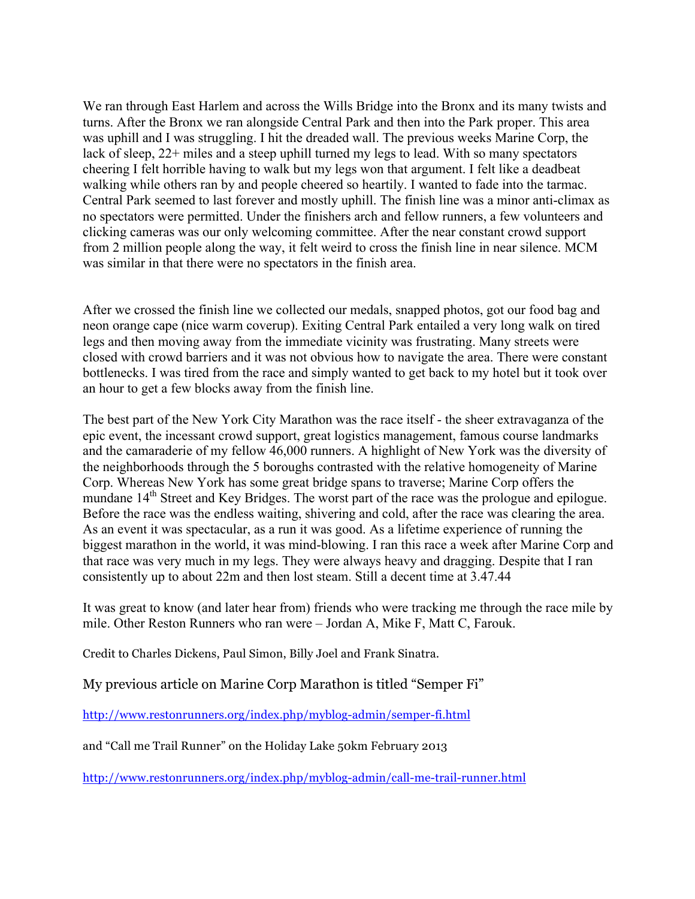We ran through East Harlem and across the Wills Bridge into the Bronx and its many twists and turns. After the Bronx we ran alongside Central Park and then into the Park proper. This area was uphill and I was struggling. I hit the dreaded wall. The previous weeks Marine Corp, the lack of sleep, 22+ miles and a steep uphill turned my legs to lead. With so many spectators cheering I felt horrible having to walk but my legs won that argument. I felt like a deadbeat walking while others ran by and people cheered so heartily. I wanted to fade into the tarmac. Central Park seemed to last forever and mostly uphill. The finish line was a minor anti-climax as no spectators were permitted. Under the finishers arch and fellow runners, a few volunteers and clicking cameras was our only welcoming committee. After the near constant crowd support from 2 million people along the way, it felt weird to cross the finish line in near silence. MCM was similar in that there were no spectators in the finish area.

After we crossed the finish line we collected our medals, snapped photos, got our food bag and neon orange cape (nice warm coverup). Exiting Central Park entailed a very long walk on tired legs and then moving away from the immediate vicinity was frustrating. Many streets were closed with crowd barriers and it was not obvious how to navigate the area. There were constant bottlenecks. I was tired from the race and simply wanted to get back to my hotel but it took over an hour to get a few blocks away from the finish line.

The best part of the New York City Marathon was the race itself - the sheer extravaganza of the epic event, the incessant crowd support, great logistics management, famous course landmarks and the camaraderie of my fellow 46,000 runners. A highlight of New York was the diversity of the neighborhoods through the 5 boroughs contrasted with the relative homogeneity of Marine Corp. Whereas New York has some great bridge spans to traverse; Marine Corp offers the mundane 14th Street and Key Bridges. The worst part of the race was the prologue and epilogue. Before the race was the endless waiting, shivering and cold, after the race was clearing the area. As an event it was spectacular, as a run it was good. As a lifetime experience of running the biggest marathon in the world, it was mind-blowing. I ran this race a week after Marine Corp and that race was very much in my legs. They were always heavy and dragging. Despite that I ran consistently up to about 22m and then lost steam. Still a decent time at 3.47.44

It was great to know (and later hear from) friends who were tracking me through the race mile by mile. Other Reston Runners who ran were – Jordan A, Mike F, Matt C, Farouk.

Credit to Charles Dickens, Paul Simon, Billy Joel and Frank Sinatra.

My previous article on Marine Corp Marathon is titled "Semper Fi"

http://www.restonrunners.org/index.php/myblog-admin/semper-fi.html

and "Call me Trail Runner" on the Holiday Lake 50km February 2013

http://www.restonrunners.org/index.php/myblog-admin/call-me-trail-runner.html